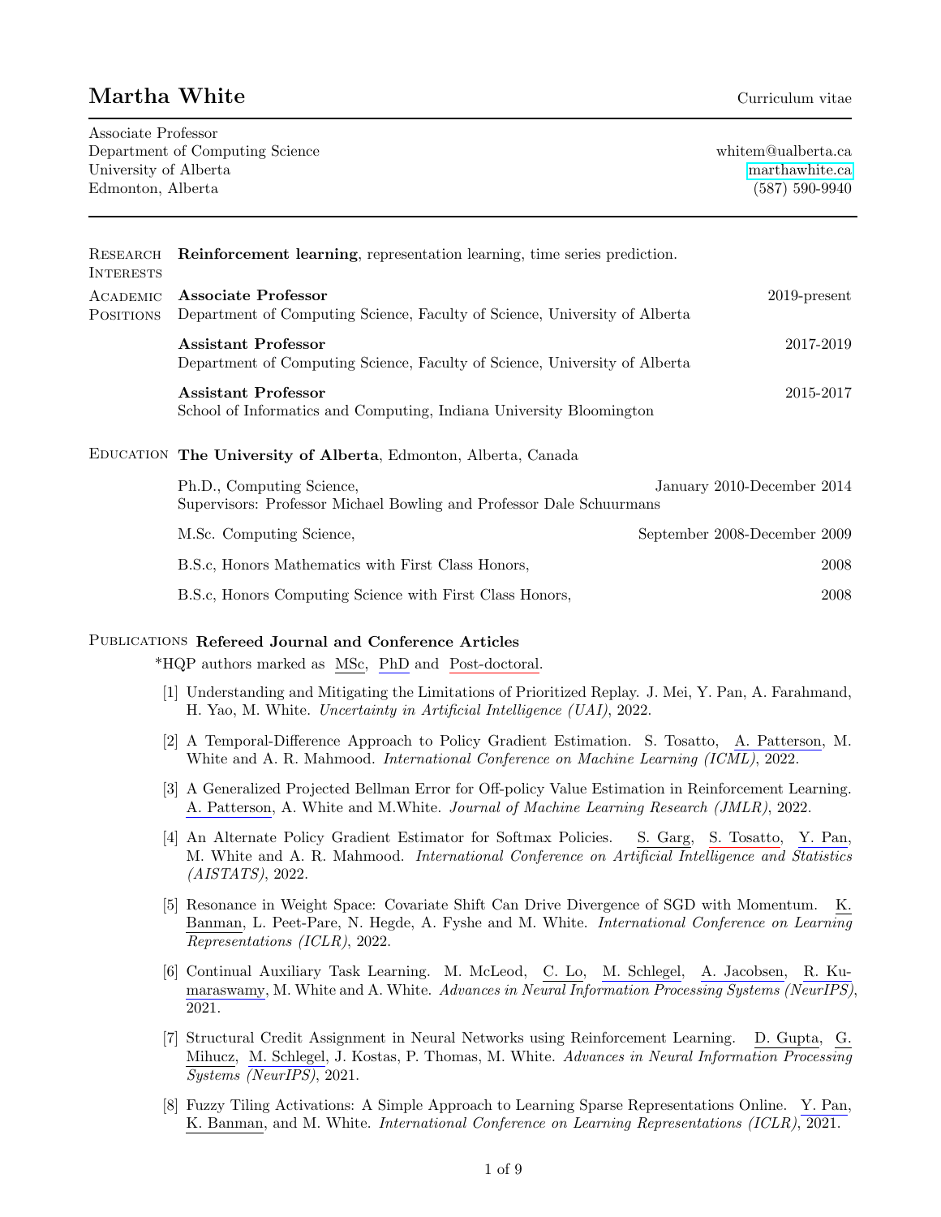# Martha White

Curriculum vitae

Associate Professor
Department of Computing Science
University of Alberta
Edmonton, Alberta

whitem@ualberta.ca
marthawhite.ca
(587) 590-9940

## Research Interests

**Reinforcement learning**, representation learning, time series prediction.

## Academic Positions

**Associate Professor** — 2019-present
Department of Computing Science, Faculty of Science, University of Alberta

**Assistant Professor** — 2017-2019
Department of Computing Science, Faculty of Science, University of Alberta

**Assistant Professor** — 2015-2017
School of Informatics and Computing, Indiana University Bloomington

## Education

**The University of Alberta**, Edmonton, Alberta, Canada

Ph.D., Computing Science, — January 2010-December 2014
Supervisors: Professor Michael Bowling and Professor Dale Schuurmans

M.Sc. Computing Science, — September 2008-December 2009

B.S.c, Honors Mathematics with First Class Honors, — 2008

B.S.c, Honors Computing Science with First Class Honors, — 2008

## Publications

### Refereed Journal and Conference Articles

*HQP authors marked as MSc, PhD and Post-doctoral.

[1] Understanding and Mitigating the Limitations of Prioritized Replay. J. Mei, Y. Pan, A. Farahmand, H. Yao, M. White. *Uncertainty in Artificial Intelligence (UAI)*, 2022.

[2] A Temporal-Difference Approach to Policy Gradient Estimation. S. Tosatto, A. Patterson, M. White and A. R. Mahmood. *International Conference on Machine Learning (ICML)*, 2022.

[3] A Generalized Projected Bellman Error for Off-policy Value Estimation in Reinforcement Learning. A. Patterson, A. White and M.White. *Journal of Machine Learning Research (JMLR)*, 2022.

[4] An Alternate Policy Gradient Estimator for Softmax Policies. S. Garg, S. Tosatto, Y. Pan, M. White and A. R. Mahmood. *International Conference on Artificial Intelligence and Statistics (AISTATS)*, 2022.

[5] Resonance in Weight Space: Covariate Shift Can Drive Divergence of SGD with Momentum. K. Banman, L. Peet-Pare, N. Hegde, A. Fyshe and M. White. *International Conference on Learning Representations (ICLR)*, 2022.

[6] Continual Auxiliary Task Learning. M. McLeod, C. Lo, M. Schlegel, A. Jacobsen, R. Kumaraswamy, M. White and A. White. *Advances in Neural Information Processing Systems (NeurIPS)*, 2021.

[7] Structural Credit Assignment in Neural Networks using Reinforcement Learning. D. Gupta, G. Mihucz, M. Schlegel, J. Kostas, P. Thomas, M. White. *Advances in Neural Information Processing Systems (NeurIPS)*, 2021.

[8] Fuzzy Tiling Activations: A Simple Approach to Learning Sparse Representations Online. Y. Pan, K. Banman, and M. White. *International Conference on Learning Representations (ICLR)*, 2021.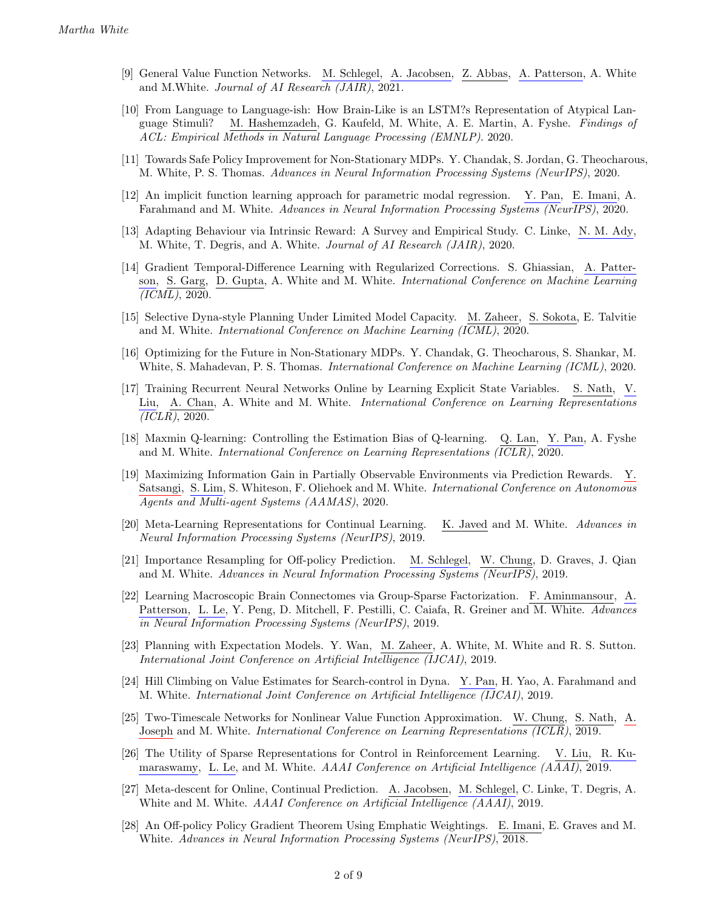[9] General Value Function Networks. M. Schlegel, A. Jacobsen, Z. Abbas, A. Patterson, A. White and M.White. *Journal of AI Research (JAIR)*, 2021.

[10] From Language to Language-ish: How Brain-Like is an LSTM?s Representation of Atypical Language Stimuli? M. Hashemzadeh, G. Kaufeld, M. White, A. E. Martin, A. Fyshe. *Findings of ACL: Empirical Methods in Natural Language Processing (EMNLP)*. 2020.

[11] Towards Safe Policy Improvement for Non-Stationary MDPs. Y. Chandak, S. Jordan, G. Theocharous, M. White, P. S. Thomas. *Advances in Neural Information Processing Systems (NeurIPS)*, 2020.

[12] An implicit function learning approach for parametric modal regression. Y. Pan, E. Imani, A. Farahmand and M. White. *Advances in Neural Information Processing Systems (NeurIPS)*, 2020.

[13] Adapting Behaviour via Intrinsic Reward: A Survey and Empirical Study. C. Linke, N. M. Ady, M. White, T. Degris, and A. White. *Journal of AI Research (JAIR)*, 2020.

[14] Gradient Temporal-Difference Learning with Regularized Corrections. S. Ghiassian, A. Patterson, S. Garg, D. Gupta, A. White and M. White. *International Conference on Machine Learning (ICML)*, 2020.

[15] Selective Dyna-style Planning Under Limited Model Capacity. M. Zaheer, S. Sokota, E. Talvitie and M. White. *International Conference on Machine Learning (ICML)*, 2020.

[16] Optimizing for the Future in Non-Stationary MDPs. Y. Chandak, G. Theocharous, S. Shankar, M. White, S. Mahadevan, P. S. Thomas. *International Conference on Machine Learning (ICML)*, 2020.

[17] Training Recurrent Neural Networks Online by Learning Explicit State Variables. S. Nath, V. Liu, A. Chan, A. White and M. White. *International Conference on Learning Representations (ICLR)*, 2020.

[18] Maxmin Q-learning: Controlling the Estimation Bias of Q-learning. Q. Lan, Y. Pan, A. Fyshe and M. White. *International Conference on Learning Representations (ICLR)*, 2020.

[19] Maximizing Information Gain in Partially Observable Environments via Prediction Rewards. Y. Satsangi, S. Lim, S. Whiteson, F. Oliehoek and M. White. *International Conference on Autonomous Agents and Multi-agent Systems (AAMAS)*, 2020.

[20] Meta-Learning Representations for Continual Learning. K. Javed and M. White. *Advances in Neural Information Processing Systems (NeurIPS)*, 2019.

[21] Importance Resampling for Off-policy Prediction. M. Schlegel, W. Chung, D. Graves, J. Qian and M. White. *Advances in Neural Information Processing Systems (NeurIPS)*, 2019.

[22] Learning Macroscopic Brain Connectomes via Group-Sparse Factorization. F. Aminmansour, A. Patterson, L. Le, Y. Peng, D. Mitchell, F. Pestilli, C. Caiafa, R. Greiner and M. White. *Advances in Neural Information Processing Systems (NeurIPS)*, 2019.

[23] Planning with Expectation Models. Y. Wan, M. Zaheer, A. White, M. White and R. S. Sutton. *International Joint Conference on Artificial Intelligence (IJCAI)*, 2019.

[24] Hill Climbing on Value Estimates for Search-control in Dyna. Y. Pan, H. Yao, A. Farahmand and M. White. *International Joint Conference on Artificial Intelligence (IJCAI)*, 2019.

[25] Two-Timescale Networks for Nonlinear Value Function Approximation. W. Chung, S. Nath, A. Joseph and M. White. *International Conference on Learning Representations (ICLR)*, 2019.

[26] The Utility of Sparse Representations for Control in Reinforcement Learning. V. Liu, R. Kumaraswamy, L. Le, and M. White. *AAAI Conference on Artificial Intelligence (AAAI)*, 2019.

[27] Meta-descent for Online, Continual Prediction. A. Jacobsen, M. Schlegel, C. Linke, T. Degris, A. White and M. White. *AAAI Conference on Artificial Intelligence (AAAI)*, 2019.

[28] An Off-policy Policy Gradient Theorem Using Emphatic Weightings. E. Imani, E. Graves and M. White. *Advances in Neural Information Processing Systems (NeurIPS)*, 2018.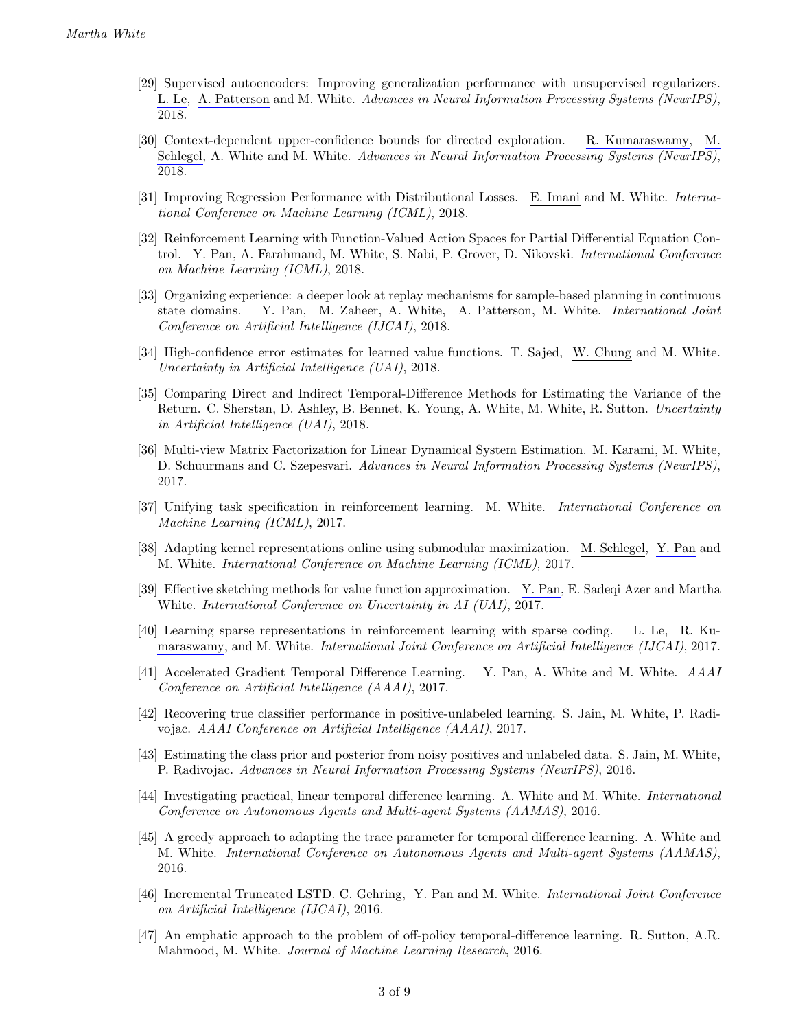[29] Supervised autoencoders: Improving generalization performance with unsupervised regularizers. L. Le, A. Patterson and M. White. *Advances in Neural Information Processing Systems (NeurIPS)*, 2018.

[30] Context-dependent upper-confidence bounds for directed exploration. R. Kumaraswamy, M. Schlegel, A. White and M. White. *Advances in Neural Information Processing Systems (NeurIPS)*, 2018.

[31] Improving Regression Performance with Distributional Losses. E. Imani and M. White. *International Conference on Machine Learning (ICML)*, 2018.

[32] Reinforcement Learning with Function-Valued Action Spaces for Partial Differential Equation Control. Y. Pan, A. Farahmand, M. White, S. Nabi, P. Grover, D. Nikovski. *International Conference on Machine Learning (ICML)*, 2018.

[33] Organizing experience: a deeper look at replay mechanisms for sample-based planning in continuous state domains. Y. Pan, M. Zaheer, A. White, A. Patterson, M. White. *International Joint Conference on Artificial Intelligence (IJCAI)*, 2018.

[34] High-confidence error estimates for learned value functions. T. Sajed, W. Chung and M. White. *Uncertainty in Artificial Intelligence (UAI)*, 2018.

[35] Comparing Direct and Indirect Temporal-Difference Methods for Estimating the Variance of the Return. C. Sherstan, D. Ashley, B. Bennet, K. Young, A. White, M. White, R. Sutton. *Uncertainty in Artificial Intelligence (UAI)*, 2018.

[36] Multi-view Matrix Factorization for Linear Dynamical System Estimation. M. Karami, M. White, D. Schuurmans and C. Szepesvari. *Advances in Neural Information Processing Systems (NeurIPS)*, 2017.

[37] Unifying task specification in reinforcement learning. M. White. *International Conference on Machine Learning (ICML)*, 2017.

[38] Adapting kernel representations online using submodular maximization. M. Schlegel, Y. Pan and M. White. *International Conference on Machine Learning (ICML)*, 2017.

[39] Effective sketching methods for value function approximation. Y. Pan, E. Sadeqi Azer and Martha White. *International Conference on Uncertainty in AI (UAI)*, 2017.

[40] Learning sparse representations in reinforcement learning with sparse coding. L. Le, R. Kumaraswamy, and M. White. *International Joint Conference on Artificial Intelligence (IJCAI)*, 2017.

[41] Accelerated Gradient Temporal Difference Learning. Y. Pan, A. White and M. White. *AAAI Conference on Artificial Intelligence (AAAI)*, 2017.

[42] Recovering true classifier performance in positive-unlabeled learning. S. Jain, M. White, P. Radivojac. *AAAI Conference on Artificial Intelligence (AAAI)*, 2017.

[43] Estimating the class prior and posterior from noisy positives and unlabeled data. S. Jain, M. White, P. Radivojac. *Advances in Neural Information Processing Systems (NeurIPS)*, 2016.

[44] Investigating practical, linear temporal difference learning. A. White and M. White. *International Conference on Autonomous Agents and Multi-agent Systems (AAMAS)*, 2016.

[45] A greedy approach to adapting the trace parameter for temporal difference learning. A. White and M. White. *International Conference on Autonomous Agents and Multi-agent Systems (AAMAS)*, 2016.

[46] Incremental Truncated LSTD. C. Gehring, Y. Pan and M. White. *International Joint Conference on Artificial Intelligence (IJCAI)*, 2016.

[47] An emphatic approach to the problem of off-policy temporal-difference learning. R. Sutton, A.R. Mahmood, M. White. *Journal of Machine Learning Research*, 2016.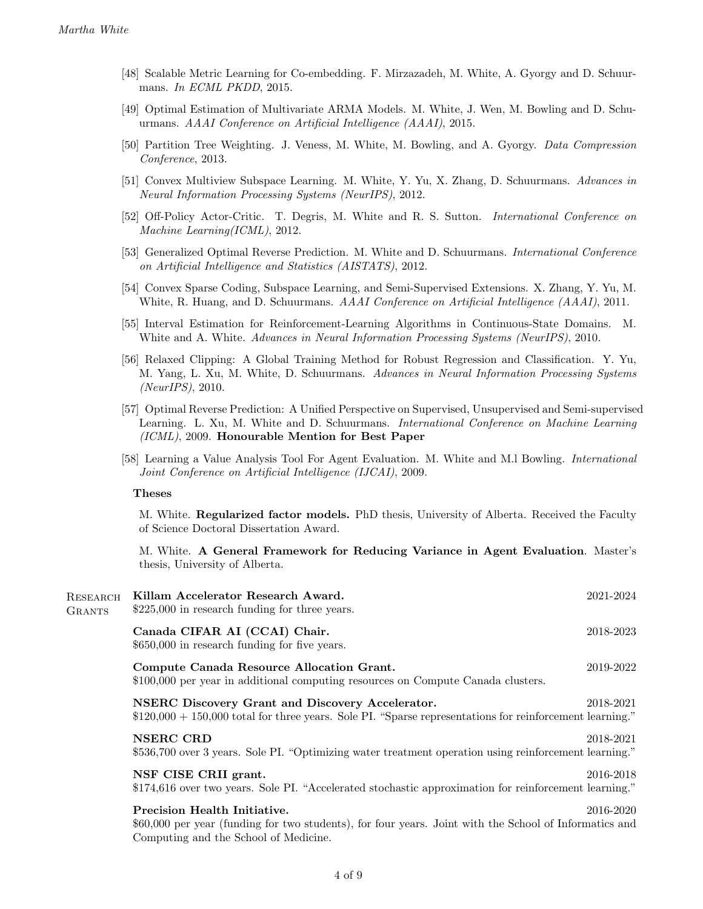[48] Scalable Metric Learning for Co-embedding. F. Mirzazadeh, M. White, A. Gyorgy and D. Schuurmans. *In ECML PKDD*, 2015.

[49] Optimal Estimation of Multivariate ARMA Models. M. White, J. Wen, M. Bowling and D. Schuurmans. *AAAI Conference on Artificial Intelligence (AAAI)*, 2015.

[50] Partition Tree Weighting. J. Veness, M. White, M. Bowling, and A. Gyorgy. *Data Compression Conference*, 2013.

[51] Convex Multiview Subspace Learning. M. White, Y. Yu, X. Zhang, D. Schuurmans. *Advances in Neural Information Processing Systems (NeurIPS)*, 2012.

[52] Off-Policy Actor-Critic. T. Degris, M. White and R. S. Sutton. *International Conference on Machine Learning(ICML)*, 2012.

[53] Generalized Optimal Reverse Prediction. M. White and D. Schuurmans. *International Conference on Artificial Intelligence and Statistics (AISTATS)*, 2012.

[54] Convex Sparse Coding, Subspace Learning, and Semi-Supervised Extensions. X. Zhang, Y. Yu, M. White, R. Huang, and D. Schuurmans. *AAAI Conference on Artificial Intelligence (AAAI)*, 2011.

[55] Interval Estimation for Reinforcement-Learning Algorithms in Continuous-State Domains. M. White and A. White. *Advances in Neural Information Processing Systems (NeurIPS)*, 2010.

[56] Relaxed Clipping: A Global Training Method for Robust Regression and Classification. Y. Yu, M. Yang, L. Xu, M. White, D. Schuurmans. *Advances in Neural Information Processing Systems (NeurIPS)*, 2010.

[57] Optimal Reverse Prediction: A Unified Perspective on Supervised, Unsupervised and Semi-supervised Learning. L. Xu, M. White and D. Schuurmans. *International Conference on Machine Learning (ICML)*, 2009. **Honourable Mention for Best Paper**

[58] Learning a Value Analysis Tool For Agent Evaluation. M. White and M.l Bowling. *International Joint Conference on Artificial Intelligence (IJCAI)*, 2009.

**Theses**

M. White. **Regularized factor models.** PhD thesis, University of Alberta. Received the Faculty of Science Doctoral Dissertation Award.

M. White. **A General Framework for Reducing Variance in Agent Evaluation**. Master's thesis, University of Alberta.

## Research Grants

**Killam Accelerator Research Award.** 2021-2024
$225,000 in research funding for three years.

**Canada CIFAR AI (CCAI) Chair.** 2018-2023
$650,000 in research funding for five years.

**Compute Canada Resource Allocation Grant.** 2019-2022
$100,000 per year in additional computing resources on Compute Canada clusters.

**NSERC Discovery Grant and Discovery Accelerator.** 2018-2021
$120,000 + 150,000 total for three years. Sole PI. "Sparse representations for reinforcement learning."

**NSERC CRD** 2018-2021
$536,700 over 3 years. Sole PI. "Optimizing water treatment operation using reinforcement learning."

**NSF CISE CRII grant.** 2016-2018
$174,616 over two years. Sole PI. "Accelerated stochastic approximation for reinforcement learning."

**Precision Health Initiative.** 2016-2020
$60,000 per year (funding for two students), for four years. Joint with the School of Informatics and Computing and the School of Medicine.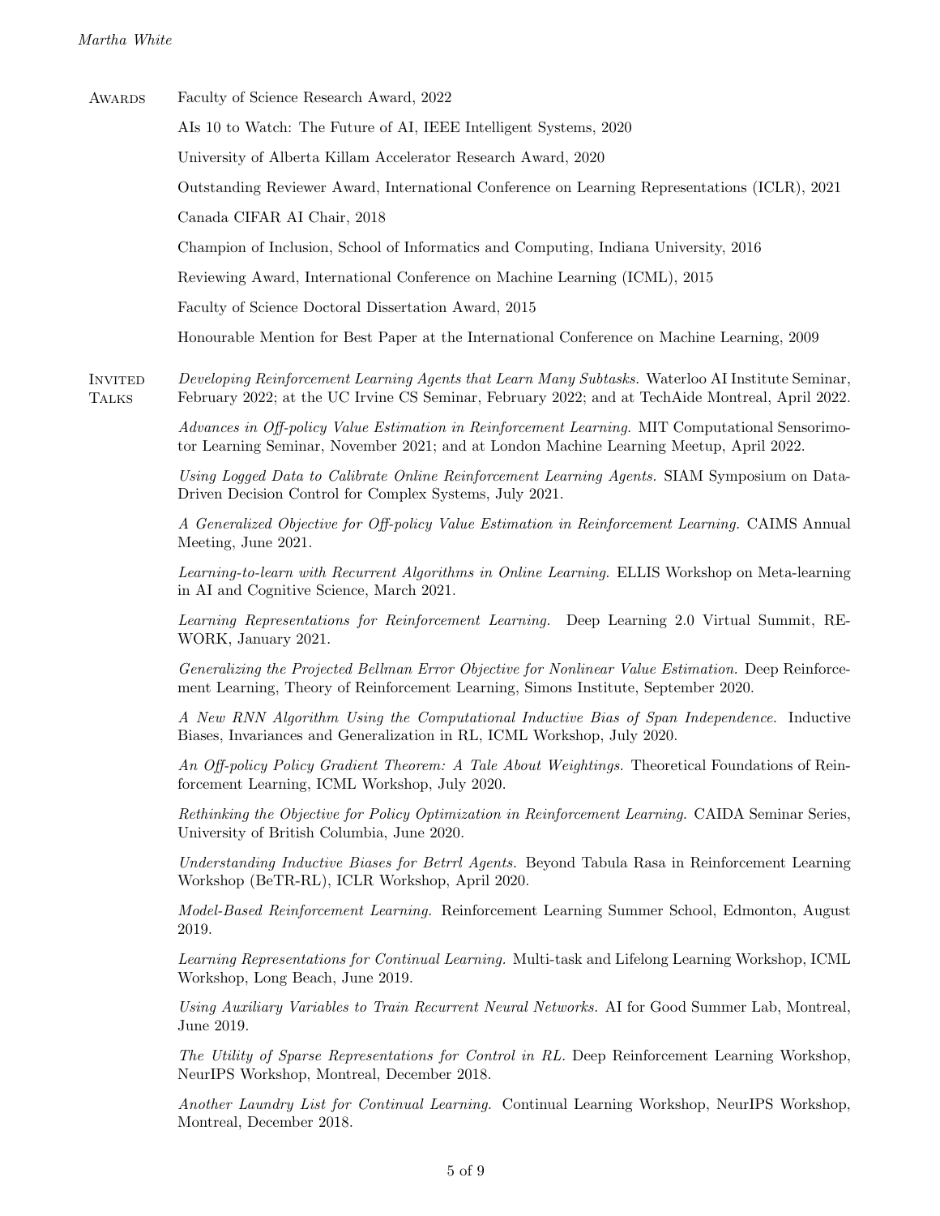## Awards

Faculty of Science Research Award, 2022

AIs 10 to Watch: The Future of AI, IEEE Intelligent Systems, 2020

University of Alberta Killam Accelerator Research Award, 2020

Outstanding Reviewer Award, International Conference on Learning Representations (ICLR), 2021

Canada CIFAR AI Chair, 2018

Champion of Inclusion, School of Informatics and Computing, Indiana University, 2016

Reviewing Award, International Conference on Machine Learning (ICML), 2015

Faculty of Science Doctoral Dissertation Award, 2015

Honourable Mention for Best Paper at the International Conference on Machine Learning, 2009

## Invited Talks

*Developing Reinforcement Learning Agents that Learn Many Subtasks.* Waterloo AI Institute Seminar, February 2022; at the UC Irvine CS Seminar, February 2022; and at TechAide Montreal, April 2022.

*Advances in Off-policy Value Estimation in Reinforcement Learning.* MIT Computational Sensorimotor Learning Seminar, November 2021; and at London Machine Learning Meetup, April 2022.

*Using Logged Data to Calibrate Online Reinforcement Learning Agents.* SIAM Symposium on Data-Driven Decision Control for Complex Systems, July 2021.

*A Generalized Objective for Off-policy Value Estimation in Reinforcement Learning.* CAIMS Annual Meeting, June 2021.

*Learning-to-learn with Recurrent Algorithms in Online Learning.* ELLIS Workshop on Meta-learning in AI and Cognitive Science, March 2021.

*Learning Representations for Reinforcement Learning.* Deep Learning 2.0 Virtual Summit, RE-WORK, January 2021.

*Generalizing the Projected Bellman Error Objective for Nonlinear Value Estimation.* Deep Reinforcement Learning, Theory of Reinforcement Learning, Simons Institute, September 2020.

*A New RNN Algorithm Using the Computational Inductive Bias of Span Independence.* Inductive Biases, Invariances and Generalization in RL, ICML Workshop, July 2020.

*An Off-policy Policy Gradient Theorem: A Tale About Weightings.* Theoretical Foundations of Reinforcement Learning, ICML Workshop, July 2020.

*Rethinking the Objective for Policy Optimization in Reinforcement Learning.* CAIDA Seminar Series, University of British Columbia, June 2020.

*Understanding Inductive Biases for Betrrl Agents.* Beyond Tabula Rasa in Reinforcement Learning Workshop (BeTR-RL), ICLR Workshop, April 2020.

*Model-Based Reinforcement Learning.* Reinforcement Learning Summer School, Edmonton, August 2019.

*Learning Representations for Continual Learning.* Multi-task and Lifelong Learning Workshop, ICML Workshop, Long Beach, June 2019.

*Using Auxiliary Variables to Train Recurrent Neural Networks.* AI for Good Summer Lab, Montreal, June 2019.

*The Utility of Sparse Representations for Control in RL.* Deep Reinforcement Learning Workshop, NeurIPS Workshop, Montreal, December 2018.

*Another Laundry List for Continual Learning.* Continual Learning Workshop, NeurIPS Workshop, Montreal, December 2018.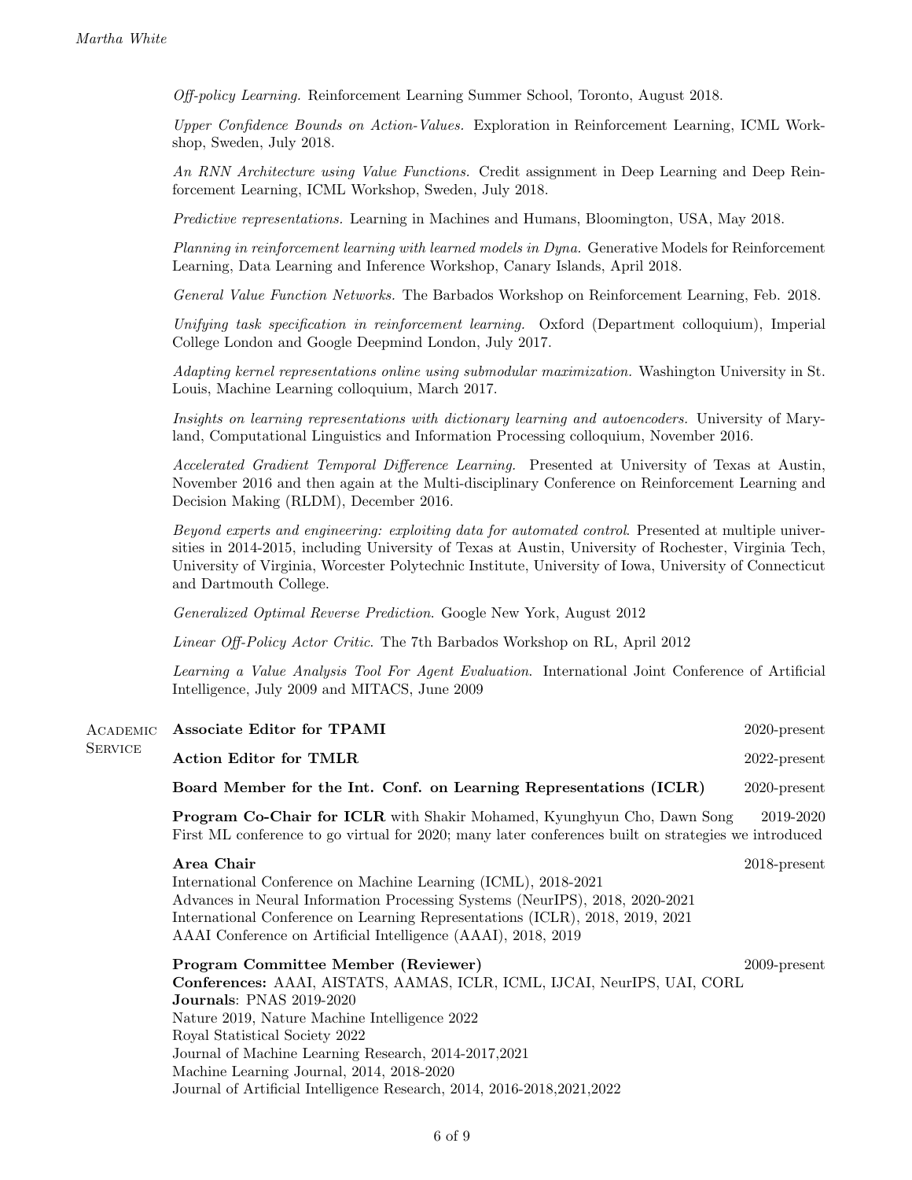*Off-policy Learning.* Reinforcement Learning Summer School, Toronto, August 2018.

*Upper Confidence Bounds on Action-Values.* Exploration in Reinforcement Learning, ICML Workshop, Sweden, July 2018.

*An RNN Architecture using Value Functions.* Credit assignment in Deep Learning and Deep Reinforcement Learning, ICML Workshop, Sweden, July 2018.

*Predictive representations.* Learning in Machines and Humans, Bloomington, USA, May 2018.

*Planning in reinforcement learning with learned models in Dyna.* Generative Models for Reinforcement Learning, Data Learning and Inference Workshop, Canary Islands, April 2018.

*General Value Function Networks.* The Barbados Workshop on Reinforcement Learning, Feb. 2018.

*Unifying task specification in reinforcement learning.* Oxford (Department colloquium), Imperial College London and Google Deepmind London, July 2017.

*Adapting kernel representations online using submodular maximization.* Washington University in St. Louis, Machine Learning colloquium, March 2017.

*Insights on learning representations with dictionary learning and autoencoders.* University of Maryland, Computational Linguistics and Information Processing colloquium, November 2016.

*Accelerated Gradient Temporal Difference Learning.* Presented at University of Texas at Austin, November 2016 and then again at the Multi-disciplinary Conference on Reinforcement Learning and Decision Making (RLDM), December 2016.

*Beyond experts and engineering: exploiting data for automated control*. Presented at multiple universities in 2014-2015, including University of Texas at Austin, University of Rochester, Virginia Tech, University of Virginia, Worcester Polytechnic Institute, University of Iowa, University of Connecticut and Dartmouth College.

*Generalized Optimal Reverse Prediction*. Google New York, August 2012

*Linear Off-Policy Actor Critic.* The 7th Barbados Workshop on RL, April 2012

*Learning a Value Analysis Tool For Agent Evaluation.* International Joint Conference of Artificial Intelligence, July 2009 and MITACS, June 2009

## Academic Service

**Associate Editor for TPAMI** 2020-present

**Action Editor for TMLR** 2022-present

**Board Member for the Int. Conf. on Learning Representations (ICLR)** 2020-present

**Program Co-Chair for ICLR** with Shakir Mohamed, Kyunghyun Cho, Dawn Song 2019-2020
First ML conference to go virtual for 2020; many later conferences built on strategies we introduced

**Area Chair** 2018-present
International Conference on Machine Learning (ICML), 2018-2021
Advances in Neural Information Processing Systems (NeurIPS), 2018, 2020-2021
International Conference on Learning Representations (ICLR), 2018, 2019, 2021
AAAI Conference on Artificial Intelligence (AAAI), 2018, 2019

**Program Committee Member (Reviewer)** 2009-present
**Conferences:** AAAI, AISTATS, AAMAS, ICLR, ICML, IJCAI, NeurIPS, UAI, CORL
**Journals**: PNAS 2019-2020
Nature 2019, Nature Machine Intelligence 2022
Royal Statistical Society 2022
Journal of Machine Learning Research, 2014-2017,2021
Machine Learning Journal, 2014, 2018-2020
Journal of Artificial Intelligence Research, 2014, 2016-2018,2021,2022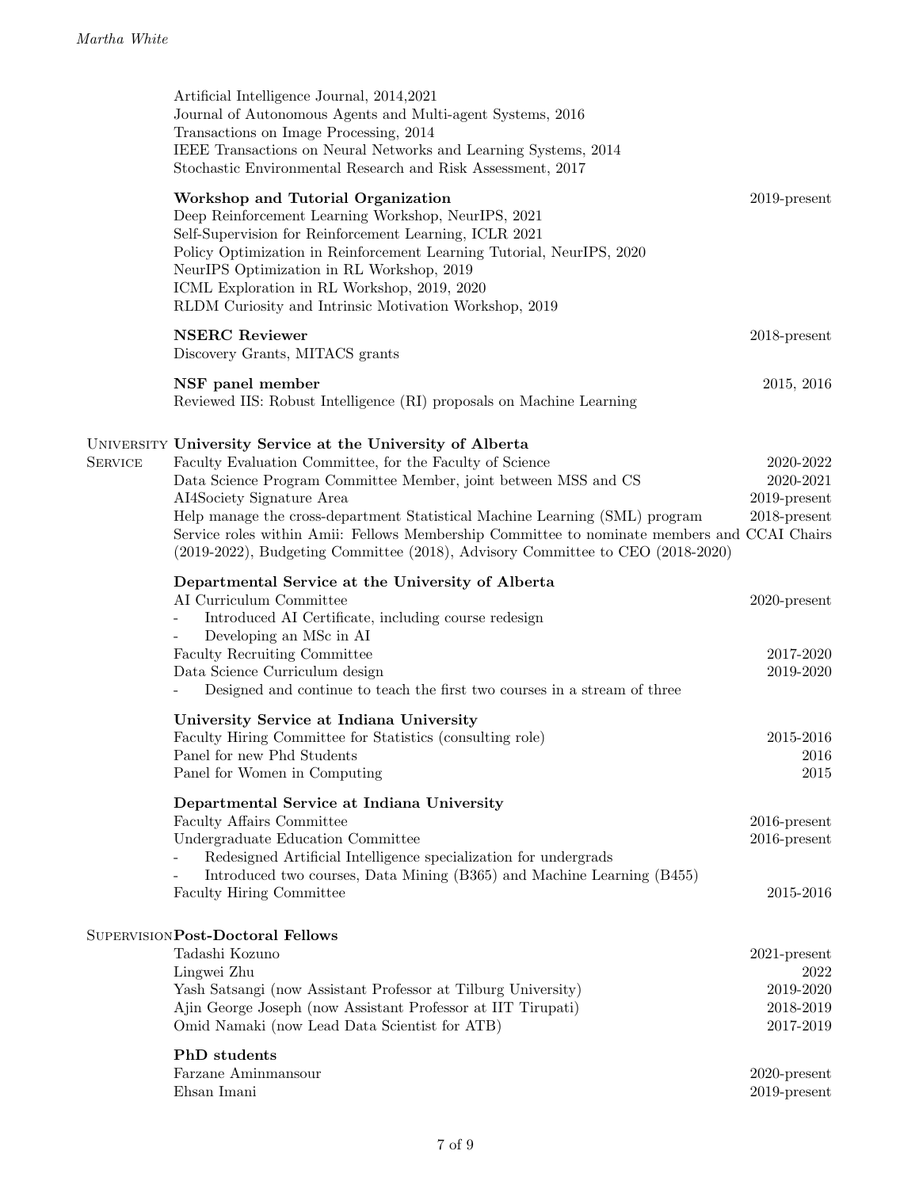Artificial Intelligence Journal, 2014,2021
Journal of Autonomous Agents and Multi-agent Systems, 2016
Transactions on Image Processing, 2014
IEEE Transactions on Neural Networks and Learning Systems, 2014
Stochastic Environmental Research and Risk Assessment, 2017

**Workshop and Tutorial Organization** — 2019-present
Deep Reinforcement Learning Workshop, NeurIPS, 2021
Self-Supervision for Reinforcement Learning, ICLR 2021
Policy Optimization in Reinforcement Learning Tutorial, NeurIPS, 2020
NeurIPS Optimization in RL Workshop, 2019
ICML Exploration in RL Workshop, 2019, 2020
RLDM Curiosity and Intrinsic Motivation Workshop, 2019

**NSERC Reviewer** — 2018-present
Discovery Grants, MITACS grants

**NSF panel member** — 2015, 2016
Reviewed IIS: Robust Intelligence (RI) proposals on Machine Learning

## University Service

**University Service at the University of Alberta**

- Faculty Evaluation Committee, for the Faculty of Science — 2020-2022
- Data Science Program Committee Member, joint between MSS and CS — 2020-2021
- AI4Society Signature Area — 2019-present
- Help manage the cross-department Statistical Machine Learning (SML) program — 2018-present
- Service roles within Amii: Fellows Membership Committee to nominate members and CCAI Chairs (2019-2022), Budgeting Committee (2018), Advisory Committee to CEO (2018-2020)

**Departmental Service at the University of Alberta**

- AI Curriculum Committee — 2020-present
  - Introduced AI Certificate, including course redesign
  - Developing an MSc in AI
- Faculty Recruiting Committee — 2017-2020
- Data Science Curriculum design — 2019-2020
  - Designed and continue to teach the first two courses in a stream of three

**University Service at Indiana University**

- Faculty Hiring Committee for Statistics (consulting role) — 2015-2016
- Panel for new Phd Students — 2016
- Panel for Women in Computing — 2015

**Departmental Service at Indiana University**

- Faculty Affairs Committee — 2016-present
- Undergraduate Education Committee — 2016-present
  - Redesigned Artificial Intelligence specialization for undergrads
  - Introduced two courses, Data Mining (B365) and Machine Learning (B455)
- Faculty Hiring Committee — 2015-2016

## Supervision

**Post-Doctoral Fellows**

- Tadashi Kozuno — 2021-present
- Lingwei Zhu — 2022
- Yash Satsangi (now Assistant Professor at Tilburg University) — 2019-2020
- Ajin George Joseph (now Assistant Professor at IIT Tirupati) — 2018-2019
- Omid Namaki (now Lead Data Scientist for ATB) — 2017-2019

**PhD students**

- Farzane Aminmansour — 2020-present
- Ehsan Imani — 2019-present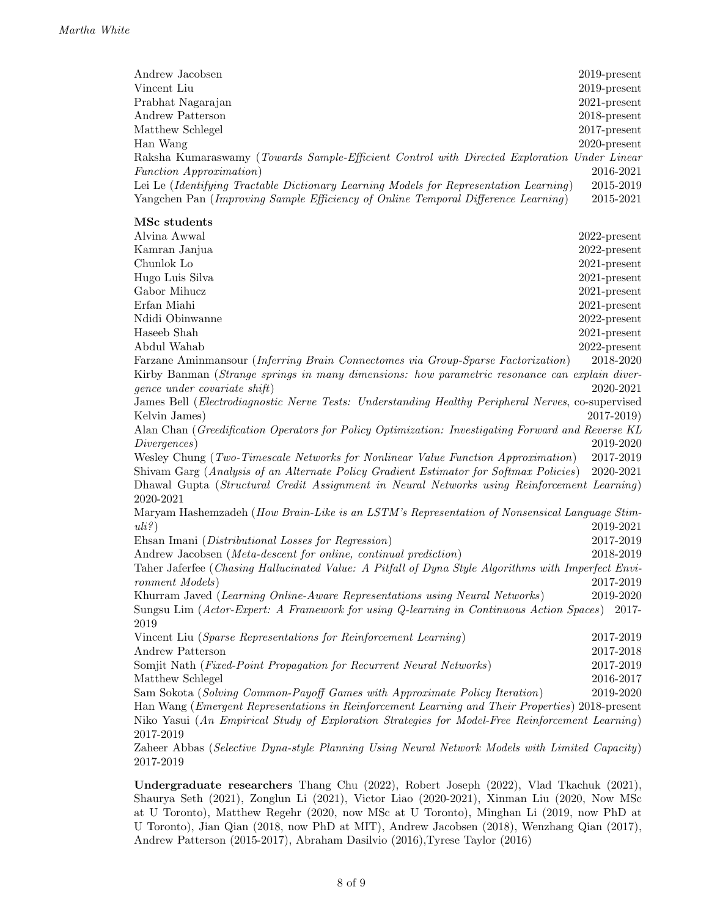Andrew Jacobsen 2019-present
Vincent Liu 2019-present
Prabhat Nagarajan 2021-present
Andrew Patterson 2018-present
Matthew Schlegel 2017-present
Han Wang 2020-present
Raksha Kumaraswamy (*Towards Sample-Efficient Control with Directed Exploration Under Linear Function Approximation*) 2016-2021
Lei Le (*Identifying Tractable Dictionary Learning Models for Representation Learning*) 2015-2019
Yangchen Pan (*Improving Sample Efficiency of Online Temporal Difference Learning*) 2015-2021

**MSc students**
Alvina Awwal 2022-present
Kamran Janjua 2022-present
Chunlok Lo 2021-present
Hugo Luis Silva 2021-present
Gabor Mihucz 2021-present
Erfan Miahi 2021-present
Ndidi Obinwanne 2022-present
Haseeb Shah 2021-present
Abdul Wahab 2022-present
Farzane Aminmansour (*Inferring Brain Connectomes via Group-Sparse Factorization*) 2018-2020
Kirby Banman (*Strange springs in many dimensions: how parametric resonance can explain divergence under covariate shift*) 2020-2021
James Bell (*Electrodiagnostic Nerve Tests: Understanding Healthy Peripheral Nerves*, co-supervised Kelvin James) 2017-2019)
Alan Chan (*Greedification Operators for Policy Optimization: Investigating Forward and Reverse KL Divergences*) 2019-2020
Wesley Chung (*Two-Timescale Networks for Nonlinear Value Function Approximation*) 2017-2019
Shivam Garg (*Analysis of an Alternate Policy Gradient Estimator for Softmax Policies*) 2020-2021
Dhawal Gupta (*Structural Credit Assignment in Neural Networks using Reinforcement Learning*) 2020-2021
Maryam Hashemzadeh (*How Brain-Like is an LSTM's Representation of Nonsensical Language Stimuli?*) 2019-2021
Ehsan Imani (*Distributional Losses for Regression*) 2017-2019
Andrew Jacobsen (*Meta-descent for online, continual prediction*) 2018-2019
Taher Jaferfee (*Chasing Hallucinated Value: A Pitfall of Dyna Style Algorithms with Imperfect Environment Models*) 2017-2019
Khurram Javed (*Learning Online-Aware Representations using Neural Networks*) 2019-2020
Sungsu Lim (*Actor-Expert: A Framework for using Q-learning in Continuous Action Spaces*) 2017-2019
Vincent Liu (*Sparse Representations for Reinforcement Learning*) 2017-2019
Andrew Patterson 2017-2018
Somjit Nath (*Fixed-Point Propagation for Recurrent Neural Networks*) 2017-2019
Matthew Schlegel 2016-2017
Sam Sokota (*Solving Common-Payoff Games with Approximate Policy Iteration*) 2019-2020
Han Wang (*Emergent Representations in Reinforcement Learning and Their Properties*) 2018-present
Niko Yasui (*An Empirical Study of Exploration Strategies for Model-Free Reinforcement Learning*) 2017-2019
Zaheer Abbas (*Selective Dyna-style Planning Using Neural Network Models with Limited Capacity*) 2017-2019

**Undergraduate researchers** Thang Chu (2022), Robert Joseph (2022), Vlad Tkachuk (2021), Shaurya Seth (2021), Zonglun Li (2021), Victor Liao (2020-2021), Xinman Liu (2020, Now MSc at U Toronto), Matthew Regehr (2020, now MSc at U Toronto), Minghan Li (2019, now PhD at U Toronto), Jian Qian (2018, now PhD at MIT), Andrew Jacobsen (2018), Wenzhang Qian (2017), Andrew Patterson (2015-2017), Abraham Dasilvio (2016),Tyrese Taylor (2016)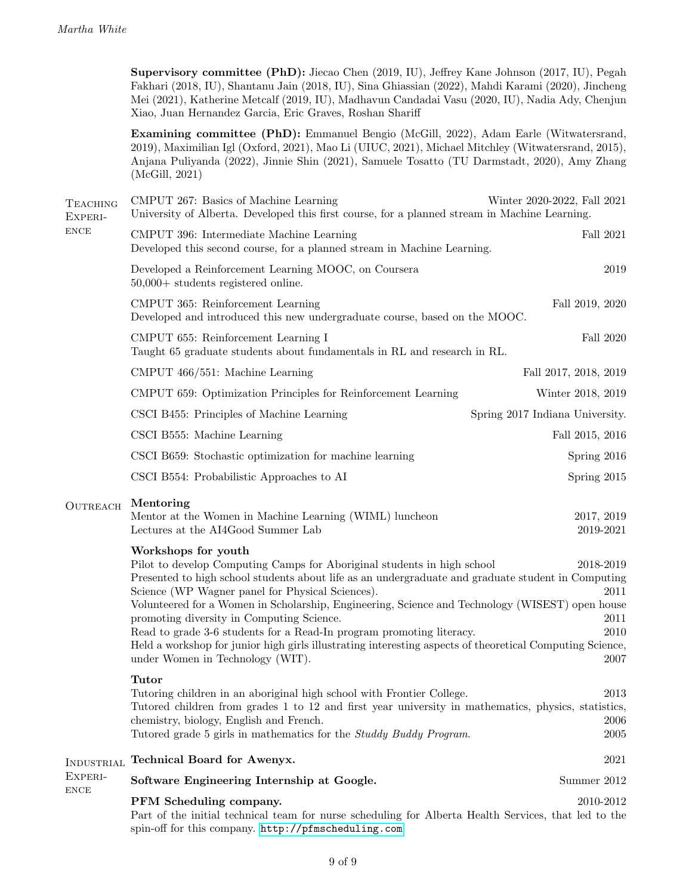**Supervisory committee (PhD):** Jiecao Chen (2019, IU), Jeffrey Kane Johnson (2017, IU), Pegah Fakhari (2018, IU), Shantanu Jain (2018, IU), Sina Ghiassian (2022), Mahdi Karami (2020), Jincheng Mei (2021), Katherine Metcalf (2019, IU), Madhavun Candadai Vasu (2020, IU), Nadia Ady, Chenjun Xiao, Juan Hernandez Garcia, Eric Graves, Roshan Shariff

**Examining committee (PhD):** Emmanuel Bengio (McGill, 2022), Adam Earle (Witwatersrand, 2019), Maximilian Igl (Oxford, 2021), Mao Li (UIUC, 2021), Michael Mitchley (Witwatersrand, 2015), Anjana Puliyanda (2022), Jinnie Shin (2021), Samuele Tosatto (TU Darmstadt, 2020), Amy Zhang (McGill, 2021)

## Teaching Experience

CMPUT 267: Basics of Machine Learning — Winter 2020-2022, Fall 2021
University of Alberta. Developed this first course, for a planned stream in Machine Learning.

CMPUT 396: Intermediate Machine Learning — Fall 2021
Developed this second course, for a planned stream in Machine Learning.

Developed a Reinforcement Learning MOOC, on Coursera — 2019
50,000+ students registered online.

CMPUT 365: Reinforcement Learning — Fall 2019, 2020
Developed and introduced this new undergraduate course, based on the MOOC.

CMPUT 655: Reinforcement Learning I — Fall 2020
Taught 65 graduate students about fundamentals in RL and research in RL.

CMPUT 466/551: Machine Learning — Fall 2017, 2018, 2019

CMPUT 659: Optimization Principles for Reinforcement Learning — Winter 2018, 2019

CSCI B455: Principles of Machine Learning — Spring 2017 Indiana University.

CSCI B555: Machine Learning — Fall 2015, 2016

CSCI B659: Stochastic optimization for machine learning — Spring 2016

CSCI B554: Probabilistic Approaches to AI — Spring 2015

## Outreach

**Mentoring**
Mentor at the Women in Machine Learning (WIML) luncheon — 2017, 2019
Lectures at the AI4Good Summer Lab — 2019-2021

**Workshops for youth**
Pilot to develop Computing Camps for Aboriginal students in high school — 2018-2019
Presented to high school students about life as an undergraduate and graduate student in Computing Science (WP Wagner panel for Physical Sciences). — 2011
Volunteered for a Women in Scholarship, Engineering, Science and Technology (WISEST) open house promoting diversity in Computing Science. — 2011
Read to grade 3-6 students for a Read-In program promoting literacy. — 2010
Held a workshop for junior high girls illustrating interesting aspects of theoretical Computing Science, under Women in Technology (WIT). — 2007

**Tutor**
Tutoring children in an aboriginal high school with Frontier College. — 2013
Tutored children from grades 1 to 12 and first year university in mathematics, physics, statistics, chemistry, biology, English and French. — 2006
Tutored grade 5 girls in mathematics for the *Studdy Buddy Program*. — 2005

## Industrial Experience

**Technical Board for Awenyx.** — 2021

**Software Engineering Internship at Google.** — Summer 2012

**PFM Scheduling company.** — 2010-2012
Part of the initial technical team for nurse scheduling for Alberta Health Services, that led to the spin-off for this company. http://pfmscheduling.com